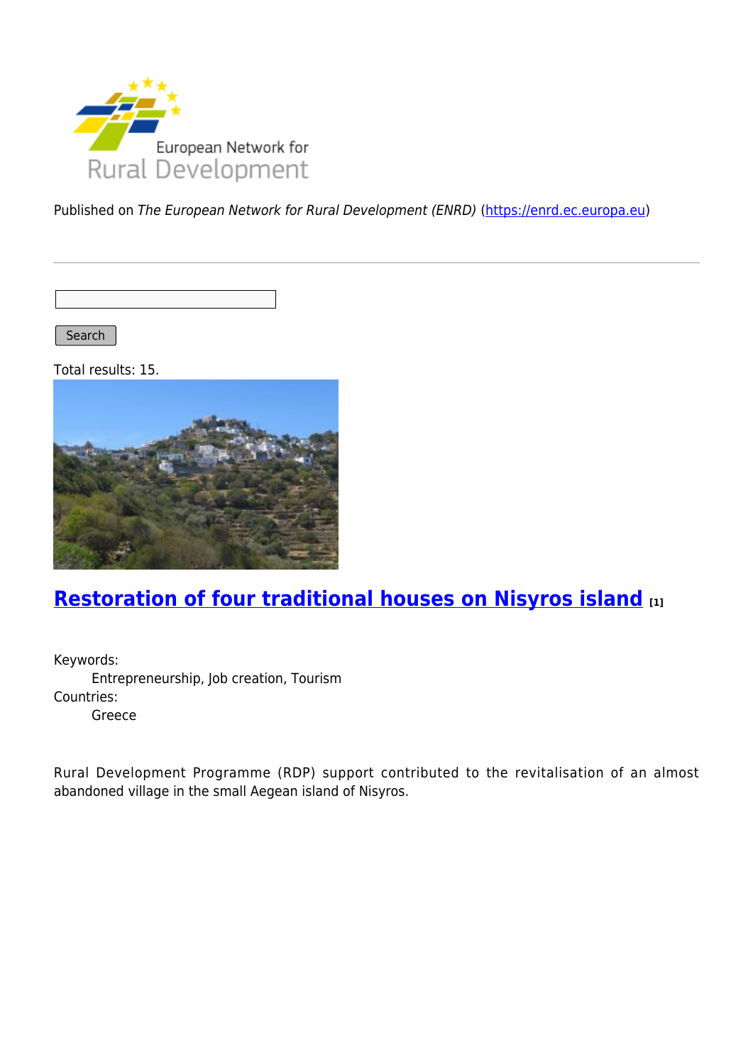Published on *The European Network for Rural Development (ENRD)* (https://enrd.ec.europa.eu)

Search

Total results: 15.

## Restoration of four traditional houses on Nisyros island [1]

Keywords:
    Entrepreneurship, Job creation, Tourism
Countries:
    Greece

Rural Development Programme (RDP) support contributed to the revitalisation of an almost abandoned village in the small Aegean island of Nisyros.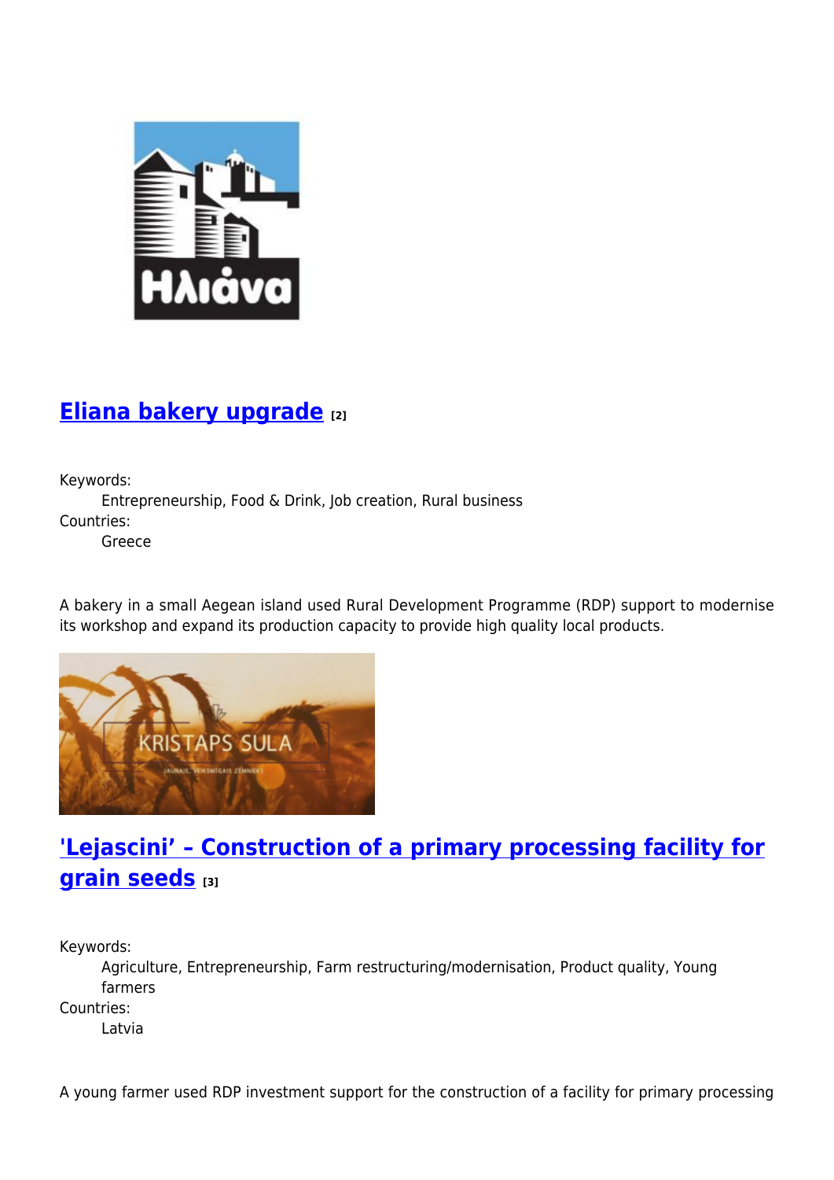## Eliana bakery upgrade [2]

Keywords:
: Entrepreneurship, Food & Drink, Job creation, Rural business

Countries:
: Greece

A bakery in a small Aegean island used Rural Development Programme (RDP) support to modernise its workshop and expand its production capacity to provide high quality local products.

## 'Lejascini' – Construction of a primary processing facility for grain seeds [3]

Keywords:
: Agriculture, Entrepreneurship, Farm restructuring/modernisation, Product quality, Young farmers

Countries:
: Latvia

A young farmer used RDP investment support for the construction of a facility for primary processing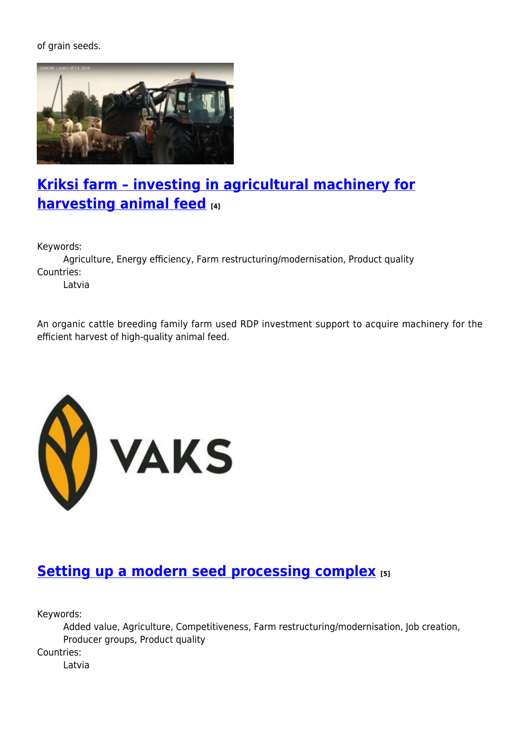of grain seeds.

## [Kriksi farm – investing in agricultural machinery for harvesting animal feed](#) [4]

Keywords:
Agriculture, Energy efficiency, Farm restructuring/modernisation, Product quality

Countries:
Latvia

An organic cattle breeding family farm used RDP investment support to acquire machinery for the efficient harvest of high-quality animal feed.

## [Setting up a modern seed processing complex](#) [5]

Keywords:
Added value, Agriculture, Competitiveness, Farm restructuring/modernisation, Job creation, Producer groups, Product quality

Countries:
Latvia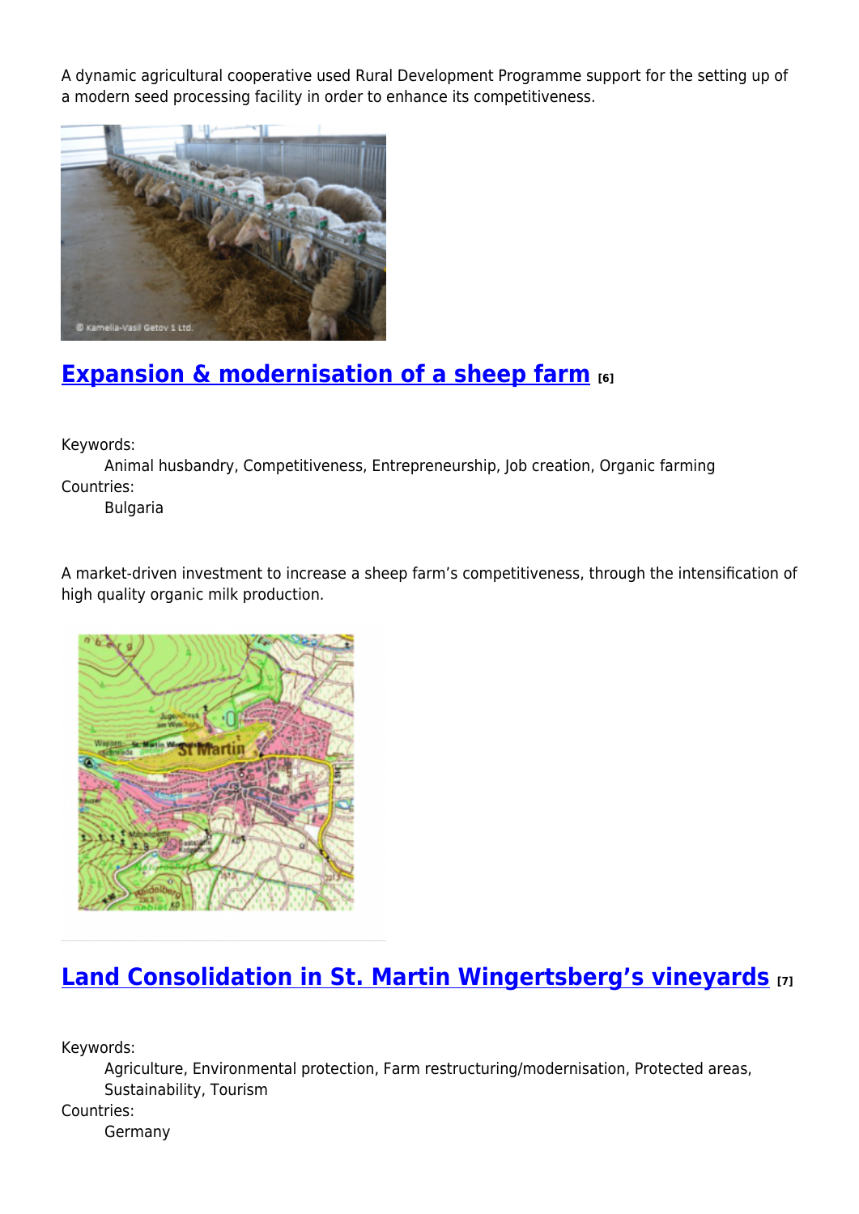A dynamic agricultural cooperative used Rural Development Programme support for the setting up of a modern seed processing facility in order to enhance its competitiveness.

## Expansion & modernisation of a sheep farm [6]

Keywords:
Animal husbandry, Competitiveness, Entrepreneurship, Job creation, Organic farming

Countries:
Bulgaria

A market-driven investment to increase a sheep farm's competitiveness, through the intensification of high quality organic milk production.

## Land Consolidation in St. Martin Wingertsberg's vineyards [7]

Keywords:
Agriculture, Environmental protection, Farm restructuring/modernisation, Protected areas, Sustainability, Tourism

Countries:
Germany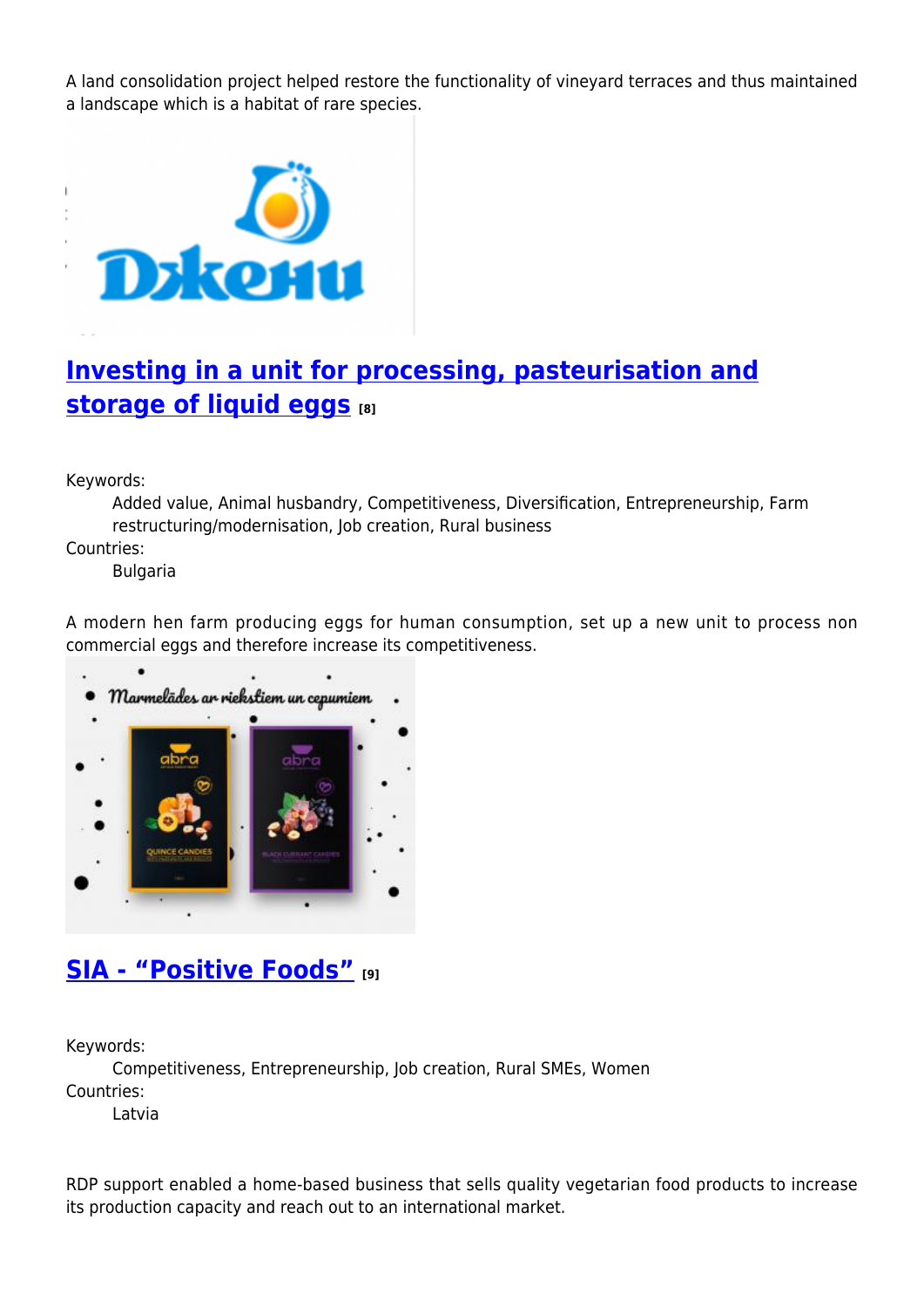A land consolidation project helped restore the functionality of vineyard terraces and thus maintained a landscape which is a habitat of rare species.

## Investing in a unit for processing, pasteurisation and storage of liquid eggs [8]

Keywords:
: Added value, Animal husbandry, Competitiveness, Diversification, Entrepreneurship, Farm restructuring/modernisation, Job creation, Rural business

Countries:
: Bulgaria

A modern hen farm producing eggs for human consumption, set up a new unit to process non commercial eggs and therefore increase its competitiveness.

## SIA - “Positive Foods” [9]

Keywords:
: Competitiveness, Entrepreneurship, Job creation, Rural SMEs, Women

Countries:
: Latvia

RDP support enabled a home-based business that sells quality vegetarian food products to increase its production capacity and reach out to an international market.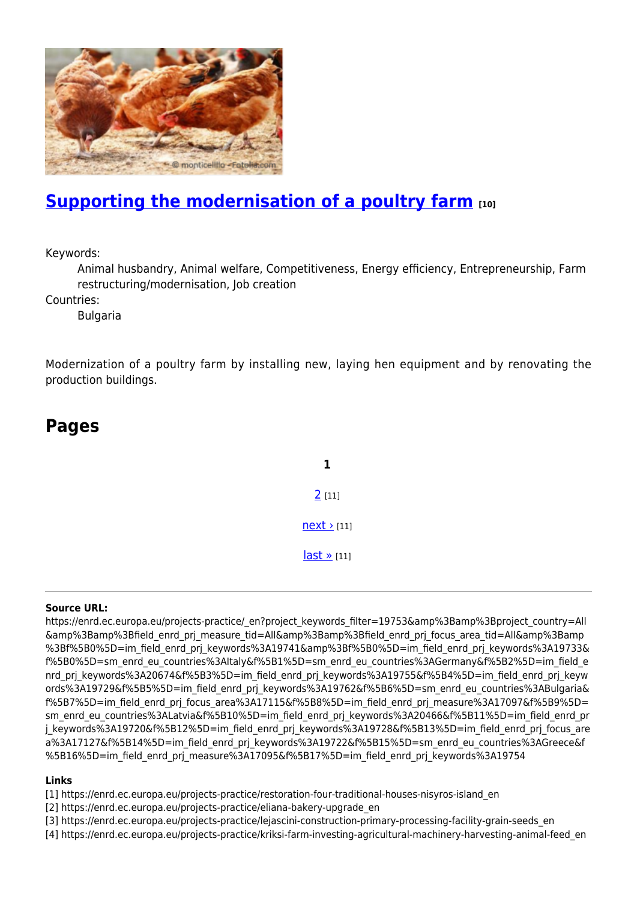## Supporting the modernisation of a poultry farm [10]

Keywords:
: Animal husbandry, Animal welfare, Competitiveness, Energy efficiency, Entrepreneurship, Farm restructuring/modernisation, Job creation

Countries:
: Bulgaria

Modernization of a poultry farm by installing new, laying hen equipment and by renovating the production buildings.

## Pages

**1**

2 [11]

next › [11]

last » [11]

---

**Source URL:** https://enrd.ec.europa.eu/projects-practice/_en?project_keywords_filter=19753&amp%3Bamp%3Bproject_country=All&amp%3Bamp%3Bfield_enrd_prj_measure_tid=All&amp%3Bamp%3Bfield_enrd_prj_focus_area_tid=All&amp%3Bamp%3Bf%5B0%5D=im_field_enrd_prj_keywords%3A19741&amp%3Bf%5B0%5D=im_field_enrd_prj_keywords%3A19733&f%5B0%5D=sm_enrd_eu_countries%3AItaly&f%5B1%5D=sm_enrd_eu_countries%3AGermany&f%5B2%5D=im_field_enrd_prj_keywords%3A20674&f%5B3%5D=im_field_enrd_prj_keywords%3A19755&f%5B4%5D=im_field_enrd_prj_keywords%3A19729&f%5B5%5D=im_field_enrd_prj_keywords%3A19762&f%5B6%5D=sm_enrd_eu_countries%3ABulgaria&f%5B7%5D=im_field_enrd_prj_focus_area%3A17115&f%5B8%5D=im_field_enrd_prj_measure%3A17097&f%5B9%5D=sm_enrd_eu_countries%3ALatvia&f%5B10%5D=im_field_enrd_prj_keywords%3A20466&f%5B11%5D=im_field_enrd_prj_keywords%3A19720&f%5B12%5D=im_field_enrd_prj_keywords%3A19728&f%5B13%5D=im_field_enrd_prj_focus_area%3A17127&f%5B14%5D=im_field_enrd_prj_keywords%3A19722&f%5B15%5D=sm_enrd_eu_countries%3AGreece&f%5B16%5D=im_field_enrd_prj_measure%3A17095&f%5B17%5D=im_field_enrd_prj_keywords%3A19754

**Links**

[1] https://enrd.ec.europa.eu/projects-practice/restoration-four-traditional-houses-nisyros-island_en
[2] https://enrd.ec.europa.eu/projects-practice/eliana-bakery-upgrade_en
[3] https://enrd.ec.europa.eu/projects-practice/lejascini-construction-primary-processing-facility-grain-seeds_en
[4] https://enrd.ec.europa.eu/projects-practice/kriksi-farm-investing-agricultural-machinery-harvesting-animal-feed_en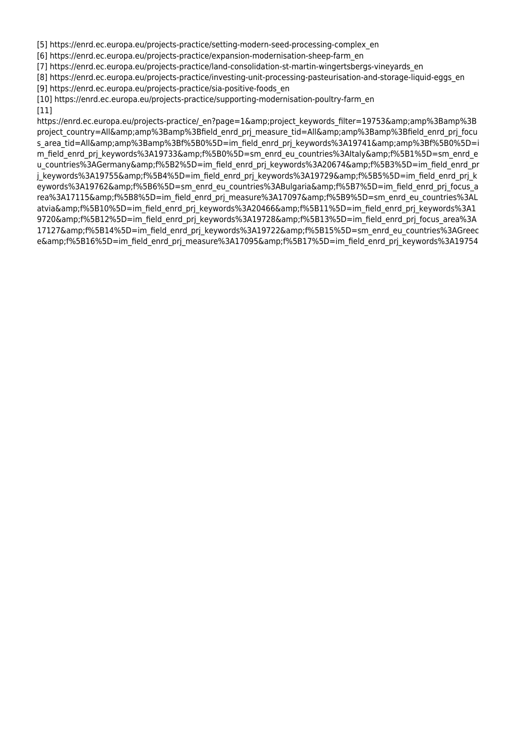[5] https://enrd.ec.europa.eu/projects-practice/setting-modern-seed-processing-complex_en

[6] https://enrd.ec.europa.eu/projects-practice/expansion-modernisation-sheep-farm_en

[7] https://enrd.ec.europa.eu/projects-practice/land-consolidation-st-martin-wingertsbergs-vineyards_en

[8] https://enrd.ec.europa.eu/projects-practice/investing-unit-processing-pasteurisation-and-storage-liquid-eggs_en

[9] https://enrd.ec.europa.eu/projects-practice/sia-positive-foods_en

[10] https://enrd.ec.europa.eu/projects-practice/supporting-modernisation-poultry-farm_en

[11] https://enrd.ec.europa.eu/projects-practice/_en?page=1&amp;project_keywords_filter=19753&amp;amp%3Bamp%3Bproject_country=All&amp;amp%3Bamp%3Bfield_enrd_prj_measure_tid=All&amp;amp%3Bamp%3Bfield_enrd_prj_focus_area_tid=All&amp;amp%3Bamp%3Bf%5B0%5D=im_field_enrd_prj_keywords%3A19741&amp;amp%3Bf%5B0%5D=im_field_enrd_prj_keywords%3A19733&amp;f%5B0%5D=sm_enrd_eu_countries%3AItaly&amp;f%5B1%5D=sm_enrd_eu_countries%3AGermany&amp;f%5B2%5D=im_field_enrd_prj_keywords%3A20674&amp;f%5B3%5D=im_field_enrd_prj_keywords%3A19755&amp;f%5B4%5D=im_field_enrd_prj_keywords%3A19729&amp;f%5B5%5D=im_field_enrd_prj_keywords%3A19762&amp;f%5B6%5D=sm_enrd_eu_countries%3ABulgaria&amp;f%5B7%5D=im_field_enrd_prj_focus_area%3A17115&amp;f%5B8%5D=im_field_enrd_prj_measure%3A17097&amp;f%5B9%5D=sm_enrd_eu_countries%3ALatvia&amp;f%5B10%5D=im_field_enrd_prj_keywords%3A20466&amp;f%5B11%5D=im_field_enrd_prj_keywords%3A19720&amp;f%5B12%5D=im_field_enrd_prj_keywords%3A19728&amp;f%5B13%5D=im_field_enrd_prj_focus_area%3A17127&amp;f%5B14%5D=im_field_enrd_prj_keywords%3A19722&amp;f%5B15%5D=sm_enrd_eu_countries%3AGreece&amp;f%5B16%5D=im_field_enrd_prj_measure%3A17095&amp;f%5B17%5D=im_field_enrd_prj_keywords%3A19754